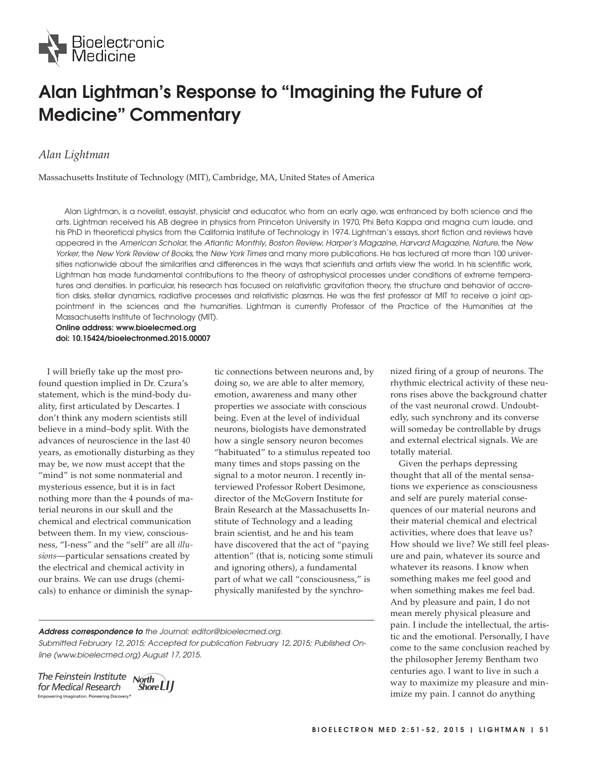Bioelectronic Medicine

# Alan Lightman's Response to "Imagining the Future of Medicine" Commentary

*Alan Lightman*

Massachusetts Institute of Technology (MIT), Cambridge, MA, United States of America

Alan Lightman, is a novelist, essayist, physicist and educator, who from an early age, was entranced by both science and the arts. Lightman received his AB degree in physics from Princeton University in 1970, Phi Beta Kappa and magna cum laude, and his PhD in theoretical physics from the California Institute of Technology in 1974. Lightman's essays, short fiction and reviews have appeared in the *American Scholar*, the *Atlantic Monthly*, *Boston Review*, *Harper's Magazine*, *Harvard Magazine*, *Nature*, the *New Yorker*, the *New York Review of Books*, the *New York Times* and many more publications. He has lectured at more than 100 universities nationwide about the similarities and differences in the ways that scientists and artists view the world. In his scientific work, Lightman has made fundamental contributions to the theory of astrophysical processes under conditions of extreme temperatures and densities. In particular, his research has focused on relativistic gravitation theory, the structure and behavior of accretion disks, stellar dynamics, radiative processes and relativistic plasmas. He was the first professor at MIT to receive a joint appointment in the sciences and the humanities. Lightman is currently Professor of the Practice of the Humanities at the Massachusetts Institute of Technology (MIT).

**Online address: www.bioelecmed.org**
**doi: 10.15424/bioelectronmed.2015.00007**

I will briefly take up the most profound question implied in Dr. Czura's statement, which is the mind-body duality, first articulated by Descartes. I don't think any modern scientists still believe in a mind–body split. With the advances of neuroscience in the last 40 years, as emotionally disturbing as they may be, we now must accept that the "mind" is not some nonmaterial and mysterious essence, but it is in fact nothing more than the 4 pounds of material neurons in our skull and the chemical and electrical communication between them. In my view, consciousness, "I-ness" and the "self" are all *illusions*—particular sensations created by the electrical and chemical activity in our brains. We can use drugs (chemicals) to enhance or diminish the synaptic connections between neurons and, by doing so, we are able to alter memory, emotion, awareness and many other properties we associate with conscious being. Even at the level of individual neurons, biologists have demonstrated how a single sensory neuron becomes "habituated" to a stimulus repeated too many times and stops passing on the signal to a motor neuron. I recently interviewed Professor Robert Desimone, director of the McGovern Institute for Brain Research at the Massachusetts Institute of Technology and a leading brain scientist, and he and his team have discovered that the act of "paying attention" (that is, noticing some stimuli and ignoring others), a fundamental part of what we call "consciousness," is physically manifested by the synchronized firing of a group of neurons. The rhythmic electrical activity of these neurons rises above the background chatter of the vast neuronal crowd. Undoubtedly, such synchrony and its converse will someday be controllable by drugs and external electrical signals. We are totally material.

Given the perhaps depressing thought that all of the mental sensations we experience as consciousness and self are purely material consequences of our material neurons and their material chemical and electrical activities, where does that leave us? How should we live? We still feel pleasure and pain, whatever its source and whatever its reasons. I know when something makes me feel good and when something makes me feel bad. And by pleasure and pain, I do not mean merely physical pleasure and pain. I include the intellectual, the artistic and the emotional. Personally, I have come to the same conclusion reached by the philosopher Jeremy Bentham two centuries ago. I want to live in such a way to maximize my pleasure and minimize my pain. I cannot do anything

***Address correspondence to*** *the Journal: editor@bioelecmed.org.*
*Submitted February 12, 2015; Accepted for publication February 12, 2015; Published Online (www.bioelecmed.org) August 17, 2015.*

The Feinstein Institute for Medical Research — North Shore LIJ
Empowering Imagination. Pioneering Discovery.®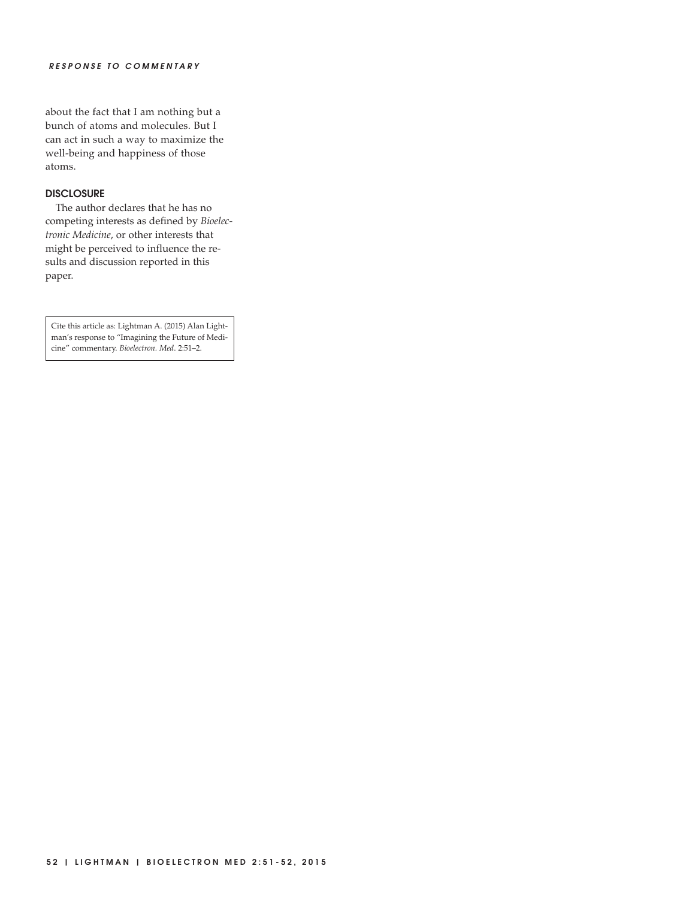about the fact that I am nothing but a bunch of atoms and molecules. But I can act in such a way to maximize the well-being and happiness of those atoms.

## DISCLOSURE

The author declares that he has no competing interests as defined by *Bioelectronic Medicine*, or other interests that might be perceived to influence the results and discussion reported in this paper.

Cite this article as: Lightman A. (2015) Alan Lightman's response to "Imagining the Future of Medicine" commentary. *Bioelectron. Med.* 2:51–2.